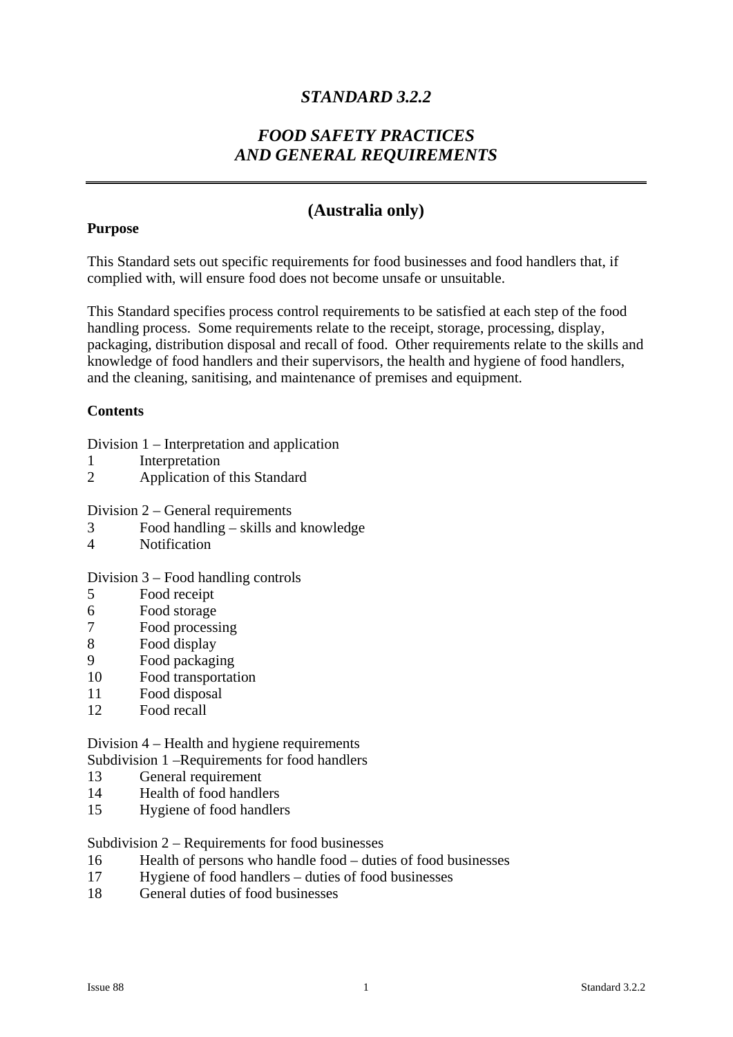# *STANDARD 3.2.2*

## *FOOD SAFETY PRACTICES AND GENERAL REQUIREMENTS*

---

## (Australia only)

**Purpose**

This Standard sets out specific requirements for food businesses and food handlers that, if complied with, will ensure food does not become unsafe or unsuitable.

This Standard specifies process control requirements to be satisfied at each step of the food handling process. Some requirements relate to the receipt, storage, processing, display, packaging, distribution disposal and recall of food. Other requirements relate to the skills and knowledge of food handlers and their supervisors, the health and hygiene of food handlers, and the cleaning, sanitising, and maintenance of premises and equipment.

**Contents**

Division 1 – Interpretation and application
1 Interpretation
2 Application of this Standard

Division 2 – General requirements
3 Food handling – skills and knowledge
4 Notification

Division 3 – Food handling controls
5 Food receipt
6 Food storage
7 Food processing
8 Food display
9 Food packaging
10 Food transportation
11 Food disposal
12 Food recall

Division 4 – Health and hygiene requirements
Subdivision 1 –Requirements for food handlers
13 General requirement
14 Health of food handlers
15 Hygiene of food handlers

Subdivision 2 – Requirements for food businesses
16 Health of persons who handle food – duties of food businesses
17 Hygiene of food handlers – duties of food businesses
18 General duties of food businesses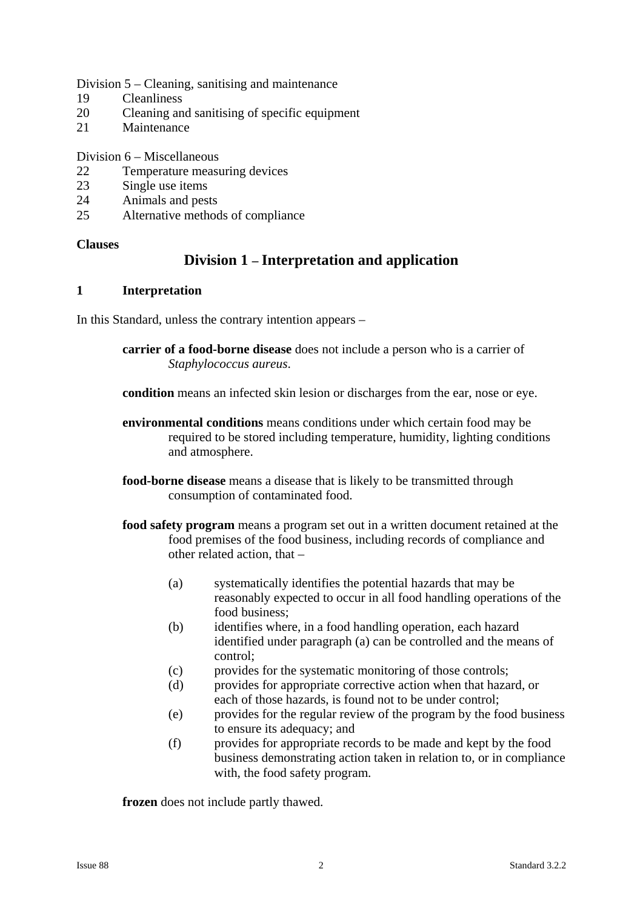Division 5 – Cleaning, sanitising and maintenance
19 Cleanliness
20 Cleaning and sanitising of specific equipment
21 Maintenance

Division 6 – Miscellaneous
22 Temperature measuring devices
23 Single use items
24 Animals and pests
25 Alternative methods of compliance

**Clauses**

## Division 1 – Interpretation and application

### 1 Interpretation

In this Standard, unless the contrary intention appears –

**carrier of a food-borne disease** does not include a person who is a carrier of *Staphylococcus aureus*.

**condition** means an infected skin lesion or discharges from the ear, nose or eye.

**environmental conditions** means conditions under which certain food may be required to be stored including temperature, humidity, lighting conditions and atmosphere.

**food-borne disease** means a disease that is likely to be transmitted through consumption of contaminated food.

**food safety program** means a program set out in a written document retained at the food premises of the food business, including records of compliance and other related action, that –

(a) systematically identifies the potential hazards that may be reasonably expected to occur in all food handling operations of the food business;
(b) identifies where, in a food handling operation, each hazard identified under paragraph (a) can be controlled and the means of control;
(c) provides for the systematic monitoring of those controls;
(d) provides for appropriate corrective action when that hazard, or each of those hazards, is found not to be under control;
(e) provides for the regular review of the program by the food business to ensure its adequacy; and
(f) provides for appropriate records to be made and kept by the food business demonstrating action taken in relation to, or in compliance with, the food safety program.

**frozen** does not include partly thawed.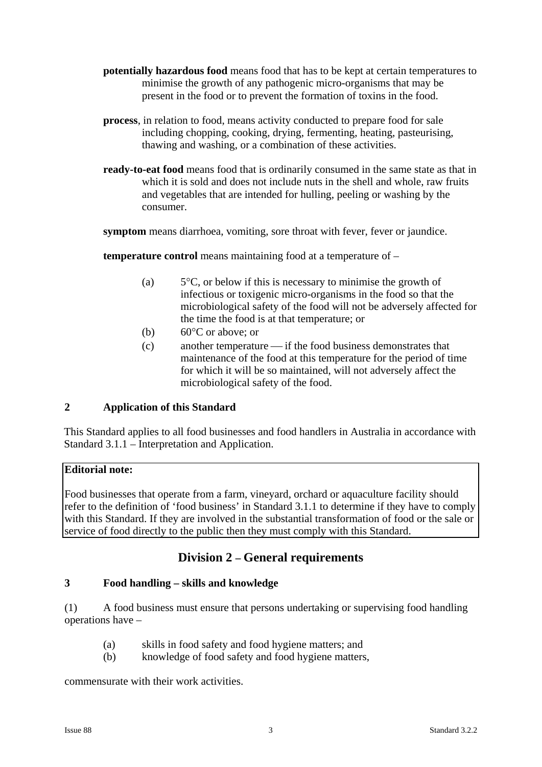**potentially hazardous food** means food that has to be kept at certain temperatures to minimise the growth of any pathogenic micro-organisms that may be present in the food or to prevent the formation of toxins in the food.

**process**, in relation to food, means activity conducted to prepare food for sale including chopping, cooking, drying, fermenting, heating, pasteurising, thawing and washing, or a combination of these activities.

**ready-to-eat food** means food that is ordinarily consumed in the same state as that in which it is sold and does not include nuts in the shell and whole, raw fruits and vegetables that are intended for hulling, peeling or washing by the consumer.

**symptom** means diarrhoea, vomiting, sore throat with fever, fever or jaundice.

**temperature control** means maintaining food at a temperature of –

(a) 5°C, or below if this is necessary to minimise the growth of infectious or toxigenic micro-organisms in the food so that the microbiological safety of the food will not be adversely affected for the time the food is at that temperature; or

(b) 60°C or above; or

(c) another temperature — if the food business demonstrates that maintenance of the food at this temperature for the period of time for which it will be so maintained, will not adversely affect the microbiological safety of the food.

### 2 Application of this Standard

This Standard applies to all food businesses and food handlers in Australia in accordance with Standard 3.1.1 – Interpretation and Application.

**Editorial note:**

Food businesses that operate from a farm, vineyard, orchard or aquaculture facility should refer to the definition of 'food business' in Standard 3.1.1 to determine if they have to comply with this Standard. If they are involved in the substantial transformation of food or the sale or service of food directly to the public then they must comply with this Standard.

## Division 2 – General requirements

### 3 Food handling – skills and knowledge

(1) A food business must ensure that persons undertaking or supervising food handling operations have –

(a) skills in food safety and food hygiene matters; and

(b) knowledge of food safety and food hygiene matters,

commensurate with their work activities.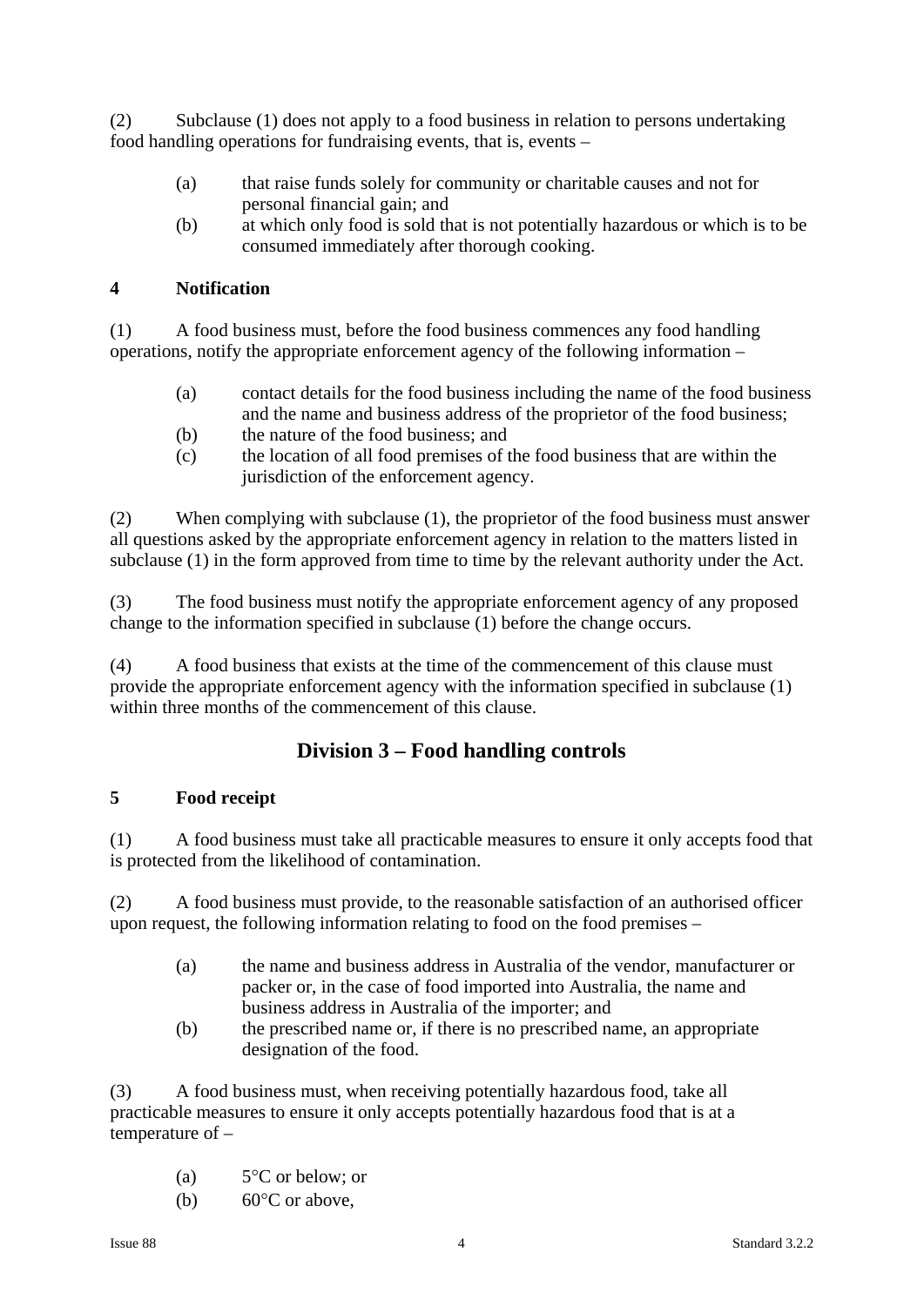(2) Subclause (1) does not apply to a food business in relation to persons undertaking food handling operations for fundraising events, that is, events –

- (a) that raise funds solely for community or charitable causes and not for personal financial gain; and
- (b) at which only food is sold that is not potentially hazardous or which is to be consumed immediately after thorough cooking.

### 4 Notification

(1) A food business must, before the food business commences any food handling operations, notify the appropriate enforcement agency of the following information –

- (a) contact details for the food business including the name of the food business and the name and business address of the proprietor of the food business;
- (b) the nature of the food business; and
- (c) the location of all food premises of the food business that are within the jurisdiction of the enforcement agency.

(2) When complying with subclause (1), the proprietor of the food business must answer all questions asked by the appropriate enforcement agency in relation to the matters listed in subclause (1) in the form approved from time to time by the relevant authority under the Act.

(3) The food business must notify the appropriate enforcement agency of any proposed change to the information specified in subclause (1) before the change occurs.

(4) A food business that exists at the time of the commencement of this clause must provide the appropriate enforcement agency with the information specified in subclause (1) within three months of the commencement of this clause.

## Division 3 – Food handling controls

### 5 Food receipt

(1) A food business must take all practicable measures to ensure it only accepts food that is protected from the likelihood of contamination.

(2) A food business must provide, to the reasonable satisfaction of an authorised officer upon request, the following information relating to food on the food premises –

- (a) the name and business address in Australia of the vendor, manufacturer or packer or, in the case of food imported into Australia, the name and business address in Australia of the importer; and
- (b) the prescribed name or, if there is no prescribed name, an appropriate designation of the food.

(3) A food business must, when receiving potentially hazardous food, take all practicable measures to ensure it only accepts potentially hazardous food that is at a temperature of –

- (a) 5°C or below; or
- (b) 60°C or above,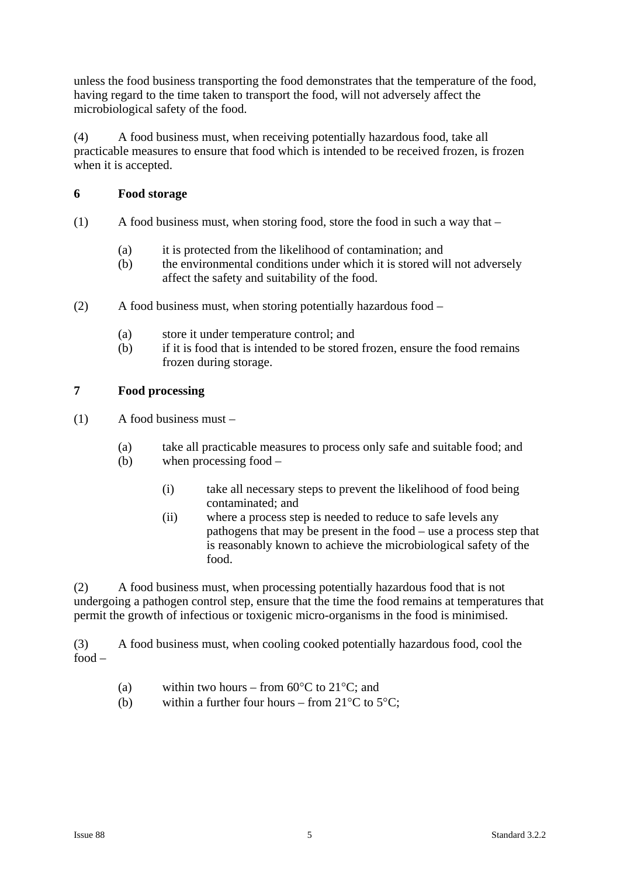unless the food business transporting the food demonstrates that the temperature of the food, having regard to the time taken to transport the food, will not adversely affect the microbiological safety of the food.

(4) A food business must, when receiving potentially hazardous food, take all practicable measures to ensure that food which is intended to be received frozen, is frozen when it is accepted.

### 6 Food storage

(1) A food business must, when storing food, store the food in such a way that –

- (a) it is protected from the likelihood of contamination; and
- (b) the environmental conditions under which it is stored will not adversely affect the safety and suitability of the food.

(2) A food business must, when storing potentially hazardous food –

- (a) store it under temperature control; and
- (b) if it is food that is intended to be stored frozen, ensure the food remains frozen during storage.

### 7 Food processing

(1) A food business must –

- (a) take all practicable measures to process only safe and suitable food; and
- (b) when processing food –
  - (i) take all necessary steps to prevent the likelihood of food being contaminated; and
  - (ii) where a process step is needed to reduce to safe levels any pathogens that may be present in the food – use a process step that is reasonably known to achieve the microbiological safety of the food.

(2) A food business must, when processing potentially hazardous food that is not undergoing a pathogen control step, ensure that the time the food remains at temperatures that permit the growth of infectious or toxigenic micro-organisms in the food is minimised.

(3) A food business must, when cooling cooked potentially hazardous food, cool the food –

- (a) within two hours – from 60°C to 21°C; and
- (b) within a further four hours – from 21°C to 5°C;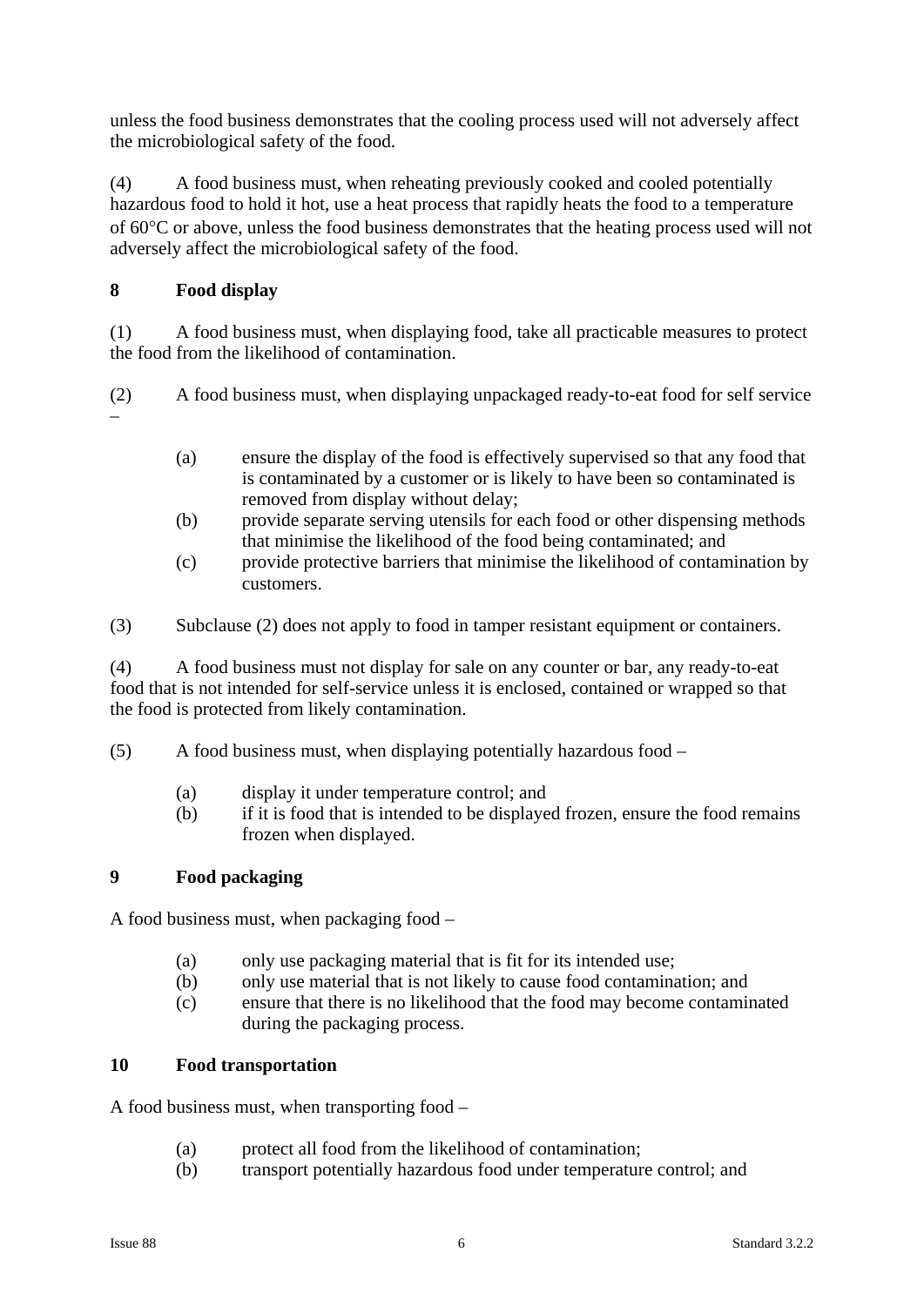unless the food business demonstrates that the cooling process used will not adversely affect the microbiological safety of the food.

(4) A food business must, when reheating previously cooked and cooled potentially hazardous food to hold it hot, use a heat process that rapidly heats the food to a temperature of 60°C or above, unless the food business demonstrates that the heating process used will not adversely affect the microbiological safety of the food.

### 8 Food display

(1) A food business must, when displaying food, take all practicable measures to protect the food from the likelihood of contamination.

(2) A food business must, when displaying unpackaged ready-to-eat food for self service –

- (a) ensure the display of the food is effectively supervised so that any food that is contaminated by a customer or is likely to have been so contaminated is removed from display without delay;
- (b) provide separate serving utensils for each food or other dispensing methods that minimise the likelihood of the food being contaminated; and
- (c) provide protective barriers that minimise the likelihood of contamination by customers.

(3) Subclause (2) does not apply to food in tamper resistant equipment or containers.

(4) A food business must not display for sale on any counter or bar, any ready-to-eat food that is not intended for self-service unless it is enclosed, contained or wrapped so that the food is protected from likely contamination.

(5) A food business must, when displaying potentially hazardous food –

- (a) display it under temperature control; and
- (b) if it is food that is intended to be displayed frozen, ensure the food remains frozen when displayed.

### 9 Food packaging

A food business must, when packaging food –

- (a) only use packaging material that is fit for its intended use;
- (b) only use material that is not likely to cause food contamination; and
- (c) ensure that there is no likelihood that the food may become contaminated during the packaging process.

### 10 Food transportation

A food business must, when transporting food –

- (a) protect all food from the likelihood of contamination;
- (b) transport potentially hazardous food under temperature control; and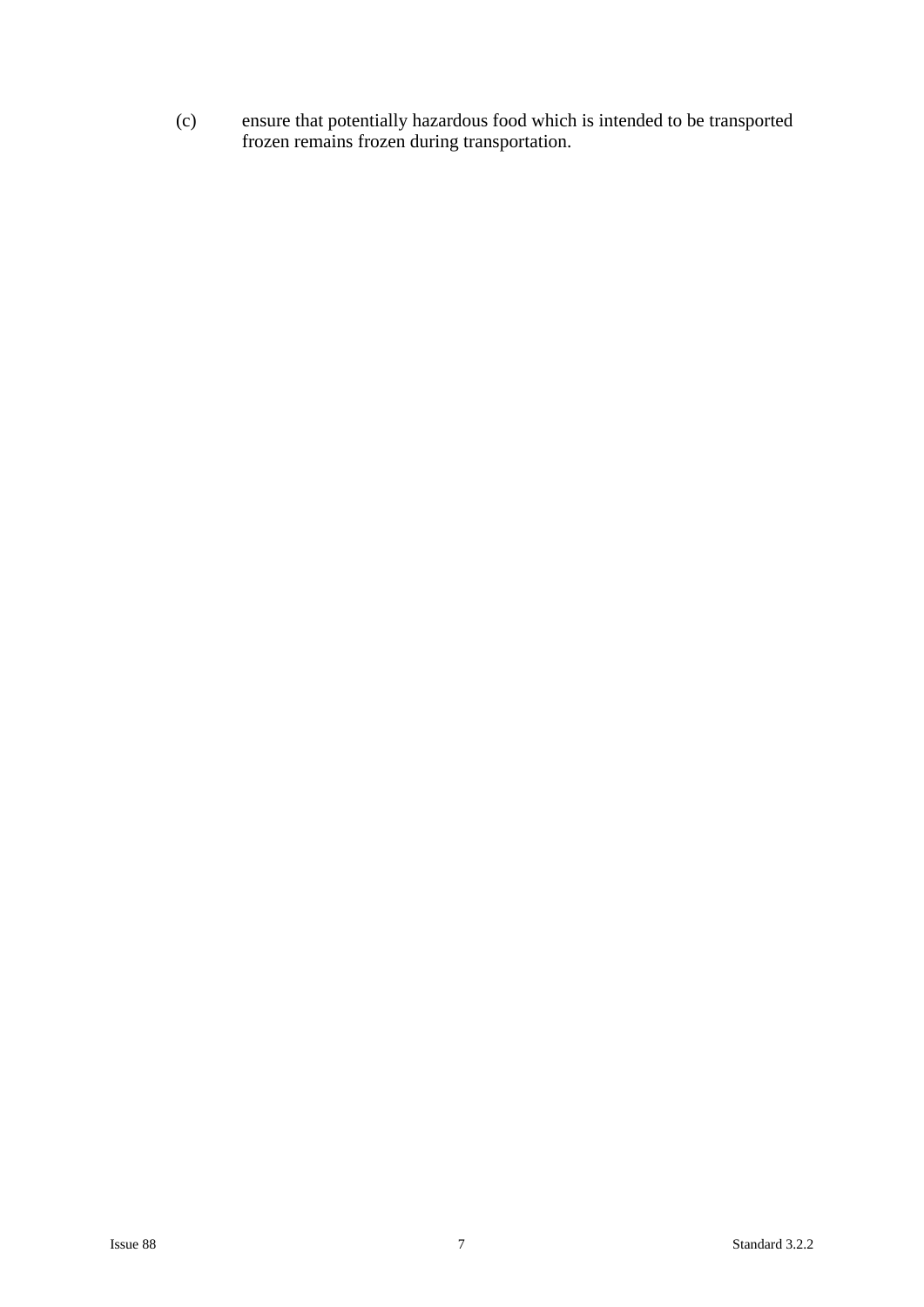(c) ensure that potentially hazardous food which is intended to be transported frozen remains frozen during transportation.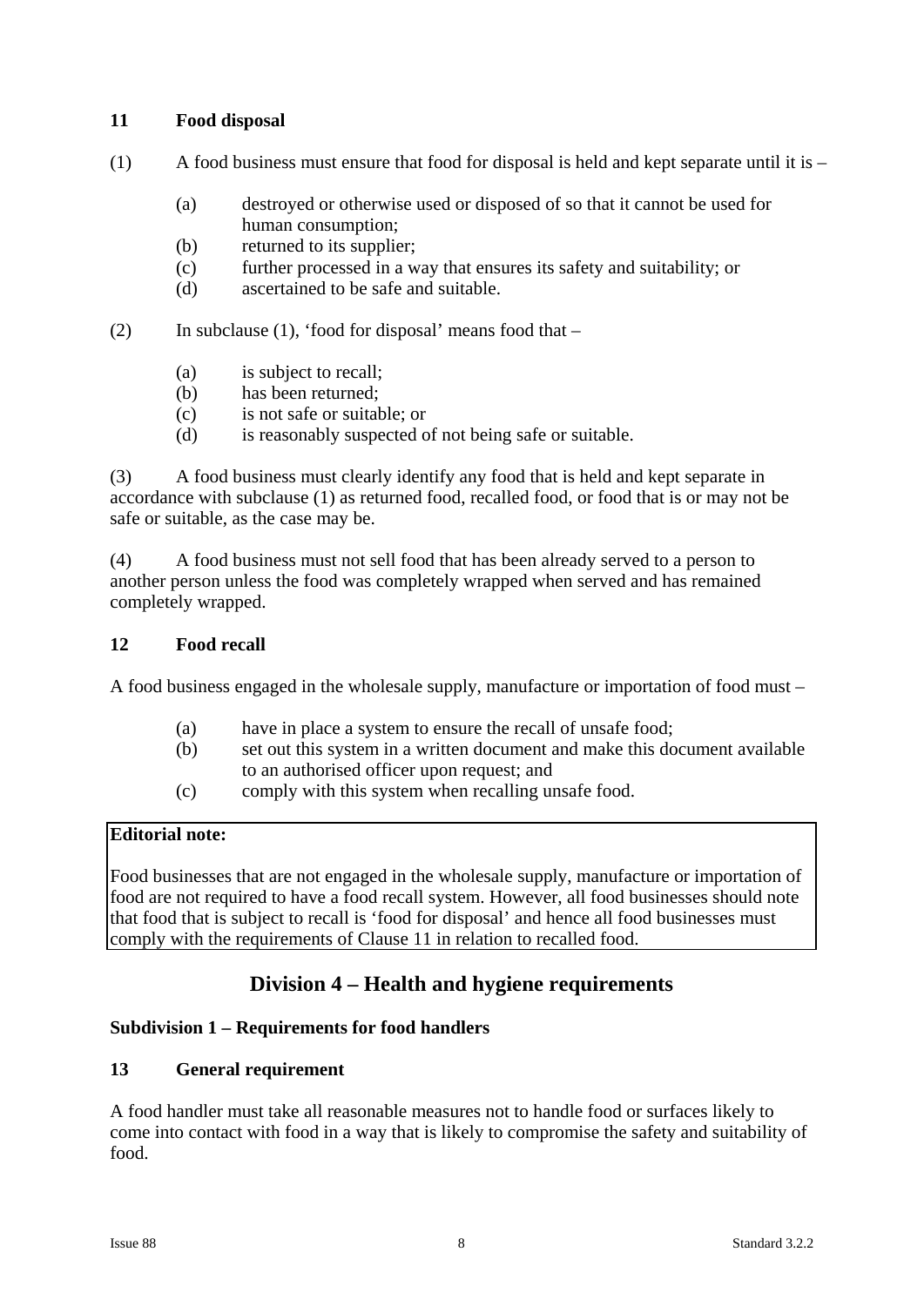### 11 Food disposal

(1) A food business must ensure that food for disposal is held and kept separate until it is –

- (a) destroyed or otherwise used or disposed of so that it cannot be used for human consumption;
- (b) returned to its supplier;
- (c) further processed in a way that ensures its safety and suitability; or
- (d) ascertained to be safe and suitable.

(2) In subclause (1), 'food for disposal' means food that –

- (a) is subject to recall;
- (b) has been returned;
- (c) is not safe or suitable; or
- (d) is reasonably suspected of not being safe or suitable.

(3) A food business must clearly identify any food that is held and kept separate in accordance with subclause (1) as returned food, recalled food, or food that is or may not be safe or suitable, as the case may be.

(4) A food business must not sell food that has been already served to a person to another person unless the food was completely wrapped when served and has remained completely wrapped.

### 12 Food recall

A food business engaged in the wholesale supply, manufacture or importation of food must –

- (a) have in place a system to ensure the recall of unsafe food;
- (b) set out this system in a written document and make this document available to an authorised officer upon request; and
- (c) comply with this system when recalling unsafe food.

> **Editorial note:**
>
> Food businesses that are not engaged in the wholesale supply, manufacture or importation of food are not required to have a food recall system. However, all food businesses should note that food that is subject to recall is 'food for disposal' and hence all food businesses must comply with the requirements of Clause 11 in relation to recalled food.

## Division 4 – Health and hygiene requirements

### Subdivision 1 – Requirements for food handlers

### 13 General requirement

A food handler must take all reasonable measures not to handle food or surfaces likely to come into contact with food in a way that is likely to compromise the safety and suitability of food.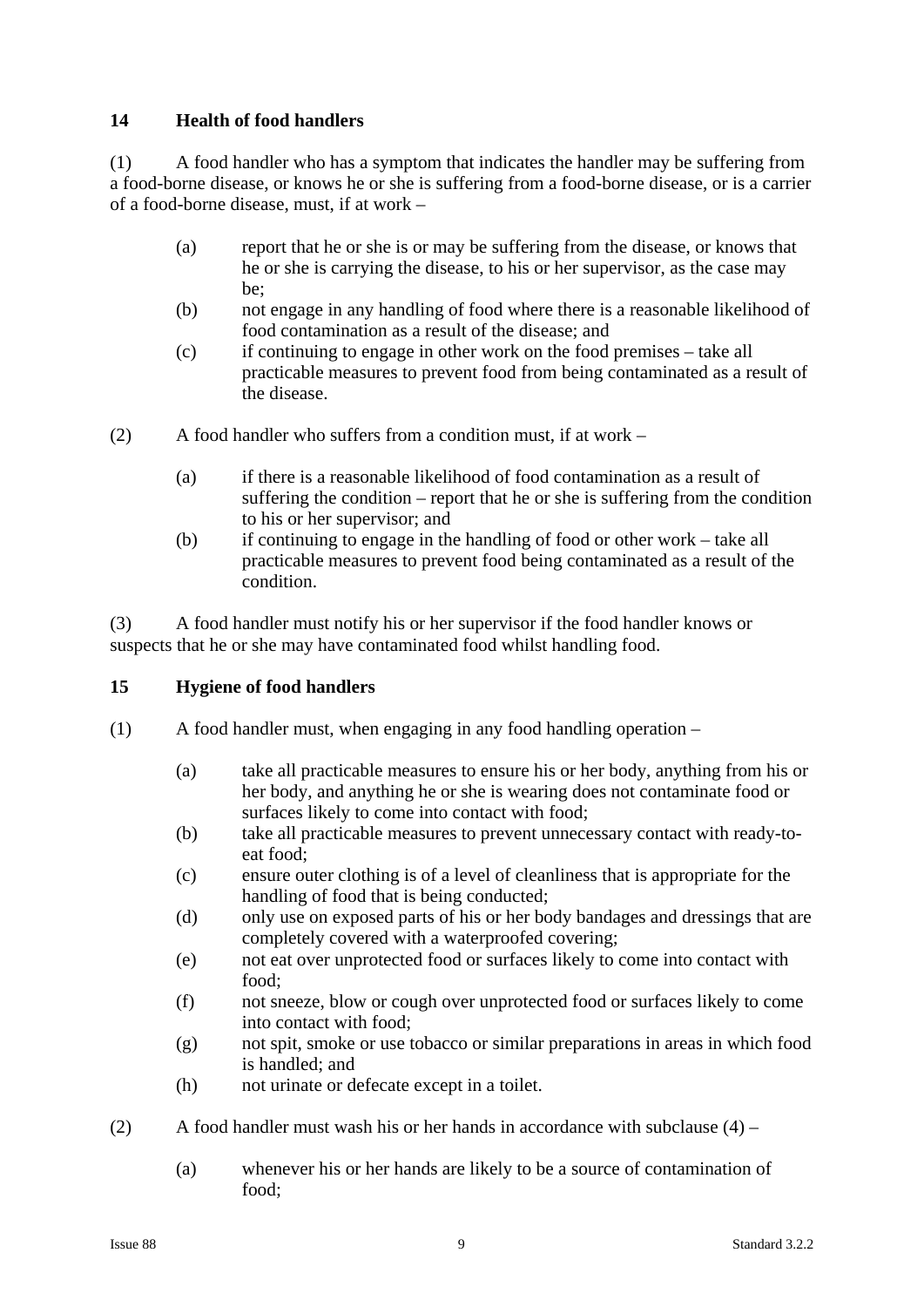## 14 Health of food handlers

(1) A food handler who has a symptom that indicates the handler may be suffering from a food-borne disease, or knows he or she is suffering from a food-borne disease, or is a carrier of a food-borne disease, must, if at work –

- (a) report that he or she is or may be suffering from the disease, or knows that he or she is carrying the disease, to his or her supervisor, as the case may be;
- (b) not engage in any handling of food where there is a reasonable likelihood of food contamination as a result of the disease; and
- (c) if continuing to engage in other work on the food premises – take all practicable measures to prevent food from being contaminated as a result of the disease.

(2) A food handler who suffers from a condition must, if at work –

- (a) if there is a reasonable likelihood of food contamination as a result of suffering the condition – report that he or she is suffering from the condition to his or her supervisor; and
- (b) if continuing to engage in the handling of food or other work – take all practicable measures to prevent food being contaminated as a result of the condition.

(3) A food handler must notify his or her supervisor if the food handler knows or suspects that he or she may have contaminated food whilst handling food.

## 15 Hygiene of food handlers

(1) A food handler must, when engaging in any food handling operation –

- (a) take all practicable measures to ensure his or her body, anything from his or her body, and anything he or she is wearing does not contaminate food or surfaces likely to come into contact with food;
- (b) take all practicable measures to prevent unnecessary contact with ready-to-eat food;
- (c) ensure outer clothing is of a level of cleanliness that is appropriate for the handling of food that is being conducted;
- (d) only use on exposed parts of his or her body bandages and dressings that are completely covered with a waterproofed covering;
- (e) not eat over unprotected food or surfaces likely to come into contact with food;
- (f) not sneeze, blow or cough over unprotected food or surfaces likely to come into contact with food;
- (g) not spit, smoke or use tobacco or similar preparations in areas in which food is handled; and
- (h) not urinate or defecate except in a toilet.

(2) A food handler must wash his or her hands in accordance with subclause (4) –

- (a) whenever his or her hands are likely to be a source of contamination of food;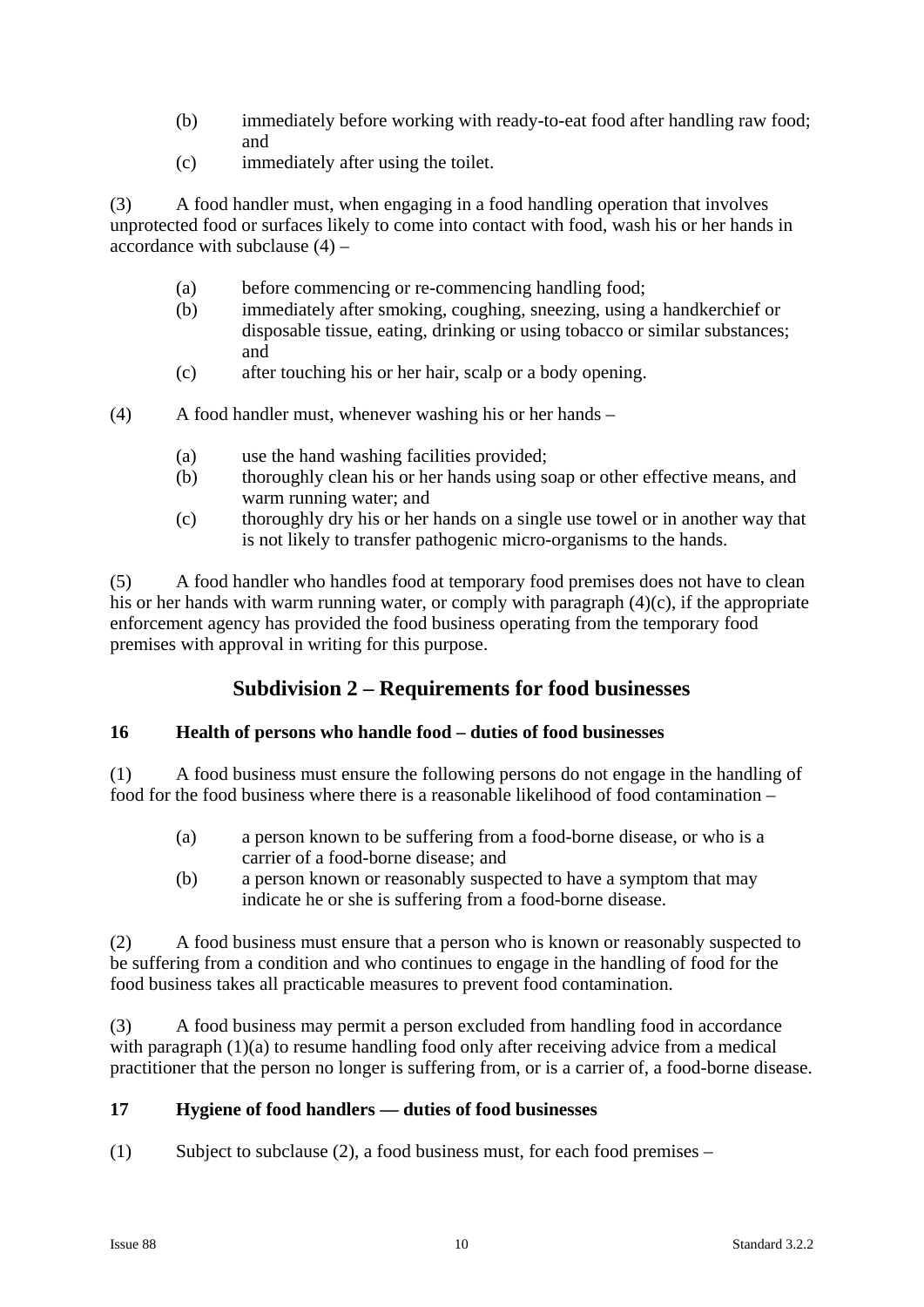(b) immediately before working with ready-to-eat food after handling raw food; and

(c) immediately after using the toilet.

(3) A food handler must, when engaging in a food handling operation that involves unprotected food or surfaces likely to come into contact with food, wash his or her hands in accordance with subclause (4) –

(a) before commencing or re-commencing handling food;

(b) immediately after smoking, coughing, sneezing, using a handkerchief or disposable tissue, eating, drinking or using tobacco or similar substances; and

(c) after touching his or her hair, scalp or a body opening.

(4) A food handler must, whenever washing his or her hands –

(a) use the hand washing facilities provided;

(b) thoroughly clean his or her hands using soap or other effective means, and warm running water; and

(c) thoroughly dry his or her hands on a single use towel or in another way that is not likely to transfer pathogenic micro-organisms to the hands.

(5) A food handler who handles food at temporary food premises does not have to clean his or her hands with warm running water, or comply with paragraph (4)(c), if the appropriate enforcement agency has provided the food business operating from the temporary food premises with approval in writing for this purpose.

## Subdivision 2 – Requirements for food businesses

### 16 Health of persons who handle food – duties of food businesses

(1) A food business must ensure the following persons do not engage in the handling of food for the food business where there is a reasonable likelihood of food contamination –

(a) a person known to be suffering from a food-borne disease, or who is a carrier of a food-borne disease; and

(b) a person known or reasonably suspected to have a symptom that may indicate he or she is suffering from a food-borne disease.

(2) A food business must ensure that a person who is known or reasonably suspected to be suffering from a condition and who continues to engage in the handling of food for the food business takes all practicable measures to prevent food contamination.

(3) A food business may permit a person excluded from handling food in accordance with paragraph (1)(a) to resume handling food only after receiving advice from a medical practitioner that the person no longer is suffering from, or is a carrier of, a food-borne disease.

### 17 Hygiene of food handlers — duties of food businesses

(1) Subject to subclause (2), a food business must, for each food premises –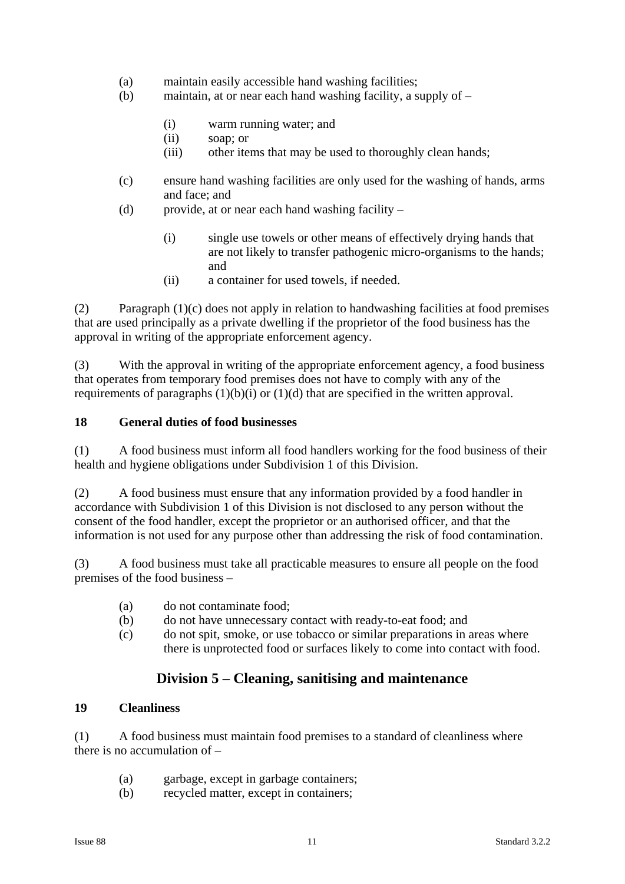(a) maintain easily accessible hand washing facilities;

(b) maintain, at or near each hand washing facility, a supply of –

  (i) warm running water; and

  (ii) soap; or

  (iii) other items that may be used to thoroughly clean hands;

(c) ensure hand washing facilities are only used for the washing of hands, arms and face; and

(d) provide, at or near each hand washing facility –

  (i) single use towels or other means of effectively drying hands that are not likely to transfer pathogenic micro-organisms to the hands; and

  (ii) a container for used towels, if needed.

(2) Paragraph (1)(c) does not apply in relation to handwashing facilities at food premises that are used principally as a private dwelling if the proprietor of the food business has the approval in writing of the appropriate enforcement agency.

(3) With the approval in writing of the appropriate enforcement agency, a food business that operates from temporary food premises does not have to comply with any of the requirements of paragraphs (1)(b)(i) or (1)(d) that are specified in the written approval.

### 18 General duties of food businesses

(1) A food business must inform all food handlers working for the food business of their health and hygiene obligations under Subdivision 1 of this Division.

(2) A food business must ensure that any information provided by a food handler in accordance with Subdivision 1 of this Division is not disclosed to any person without the consent of the food handler, except the proprietor or an authorised officer, and that the information is not used for any purpose other than addressing the risk of food contamination.

(3) A food business must take all practicable measures to ensure all people on the food premises of the food business –

(a) do not contaminate food;

(b) do not have unnecessary contact with ready-to-eat food; and

(c) do not spit, smoke, or use tobacco or similar preparations in areas where there is unprotected food or surfaces likely to come into contact with food.

## Division 5 – Cleaning, sanitising and maintenance

### 19 Cleanliness

(1) A food business must maintain food premises to a standard of cleanliness where there is no accumulation of –

(a) garbage, except in garbage containers;

(b) recycled matter, except in containers;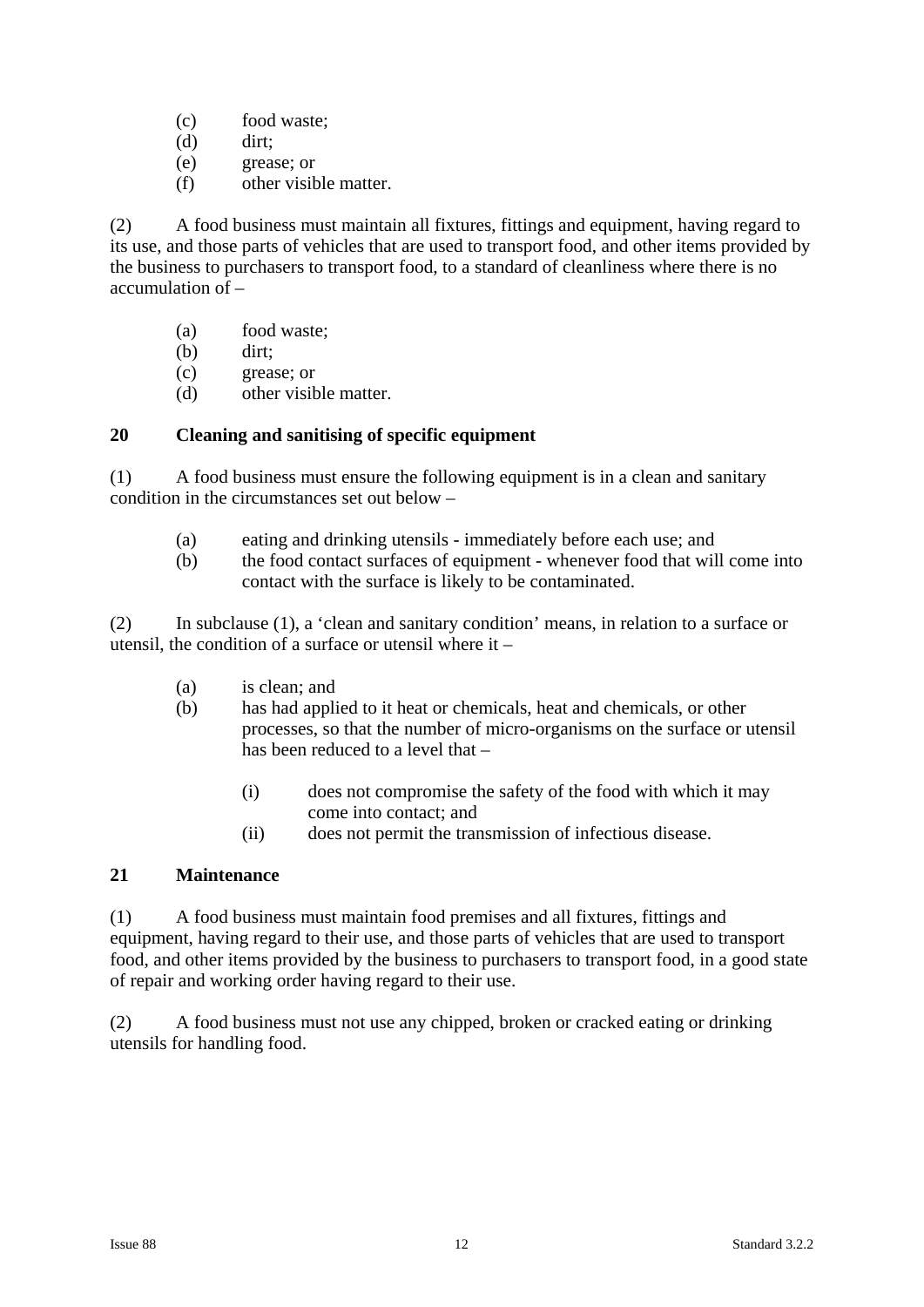(c) food waste;
(d) dirt;
(e) grease; or
(f) other visible matter.

(2) A food business must maintain all fixtures, fittings and equipment, having regard to its use, and those parts of vehicles that are used to transport food, and other items provided by the business to purchasers to transport food, to a standard of cleanliness where there is no accumulation of –

(a) food waste;
(b) dirt;
(c) grease; or
(d) other visible matter.

## 20 Cleaning and sanitising of specific equipment

(1) A food business must ensure the following equipment is in a clean and sanitary condition in the circumstances set out below –

(a) eating and drinking utensils - immediately before each use; and
(b) the food contact surfaces of equipment - whenever food that will come into contact with the surface is likely to be contaminated.

(2) In subclause (1), a 'clean and sanitary condition' means, in relation to a surface or utensil, the condition of a surface or utensil where it –

(a) is clean; and
(b) has had applied to it heat or chemicals, heat and chemicals, or other processes, so that the number of micro-organisms on the surface or utensil has been reduced to a level that –

   (i) does not compromise the safety of the food with which it may come into contact; and
   (ii) does not permit the transmission of infectious disease.

## 21 Maintenance

(1) A food business must maintain food premises and all fixtures, fittings and equipment, having regard to their use, and those parts of vehicles that are used to transport food, and other items provided by the business to purchasers to transport food, in a good state of repair and working order having regard to their use.

(2) A food business must not use any chipped, broken or cracked eating or drinking utensils for handling food.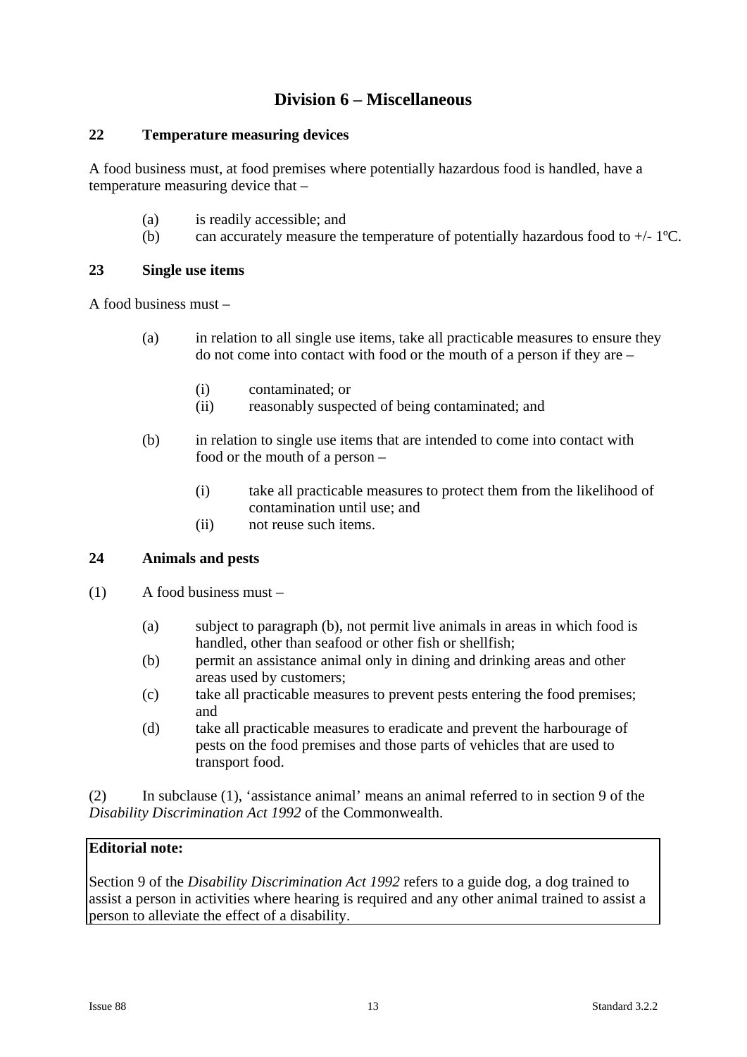## Division 6 – Miscellaneous

### 22 Temperature measuring devices

A food business must, at food premises where potentially hazardous food is handled, have a temperature measuring device that –

- (a) is readily accessible; and
- (b) can accurately measure the temperature of potentially hazardous food to +/- 1ºC.

### 23 Single use items

A food business must –

- (a) in relation to all single use items, take all practicable measures to ensure they do not come into contact with food or the mouth of a person if they are –
  - (i) contaminated; or
  - (ii) reasonably suspected of being contaminated; and
- (b) in relation to single use items that are intended to come into contact with food or the mouth of a person –
  - (i) take all practicable measures to protect them from the likelihood of contamination until use; and
  - (ii) not reuse such items.

### 24 Animals and pests

(1) A food business must –

- (a) subject to paragraph (b), not permit live animals in areas in which food is handled, other than seafood or other fish or shellfish;
- (b) permit an assistance animal only in dining and drinking areas and other areas used by customers;
- (c) take all practicable measures to prevent pests entering the food premises; and
- (d) take all practicable measures to eradicate and prevent the harbourage of pests on the food premises and those parts of vehicles that are used to transport food.

(2) In subclause (1), 'assistance animal' means an animal referred to in section 9 of the *Disability Discrimination Act 1992* of the Commonwealth.

**Editorial note:**

Section 9 of the *Disability Discrimination Act 1992* refers to a guide dog, a dog trained to assist a person in activities where hearing is required and any other animal trained to assist a person to alleviate the effect of a disability.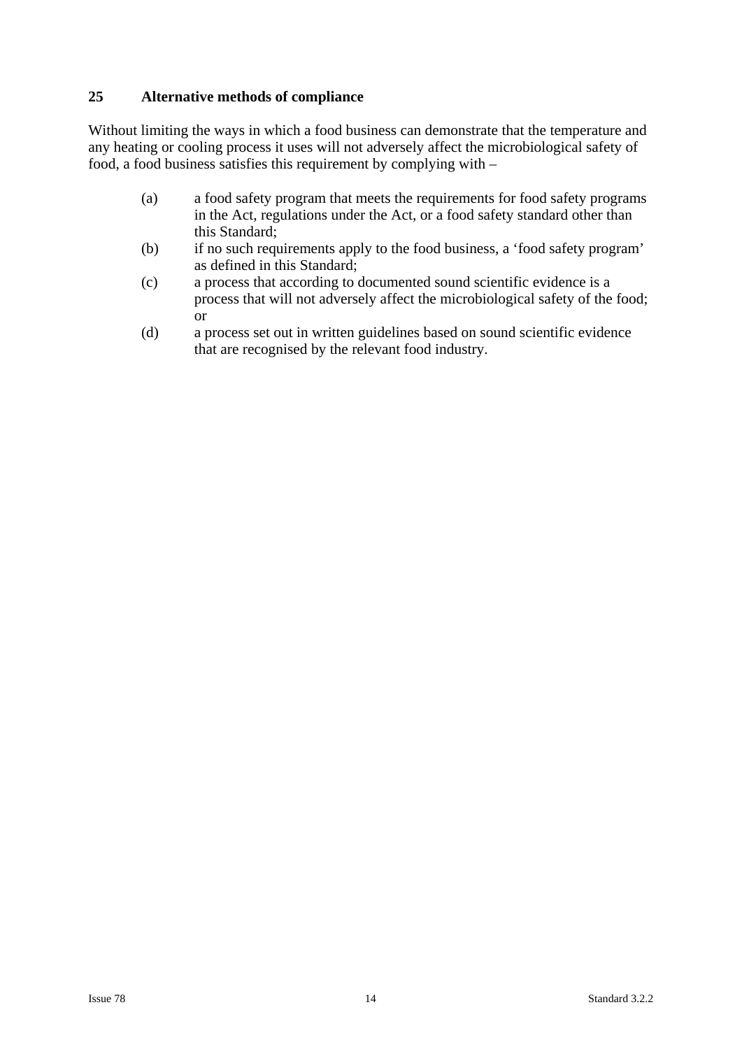### 25 Alternative methods of compliance

Without limiting the ways in which a food business can demonstrate that the temperature and any heating or cooling process it uses will not adversely affect the microbiological safety of food, a food business satisfies this requirement by complying with –

(a) a food safety program that meets the requirements for food safety programs in the Act, regulations under the Act, or a food safety standard other than this Standard;

(b) if no such requirements apply to the food business, a 'food safety program' as defined in this Standard;

(c) a process that according to documented sound scientific evidence is a process that will not adversely affect the microbiological safety of the food; or

(d) a process set out in written guidelines based on sound scientific evidence that are recognised by the relevant food industry.